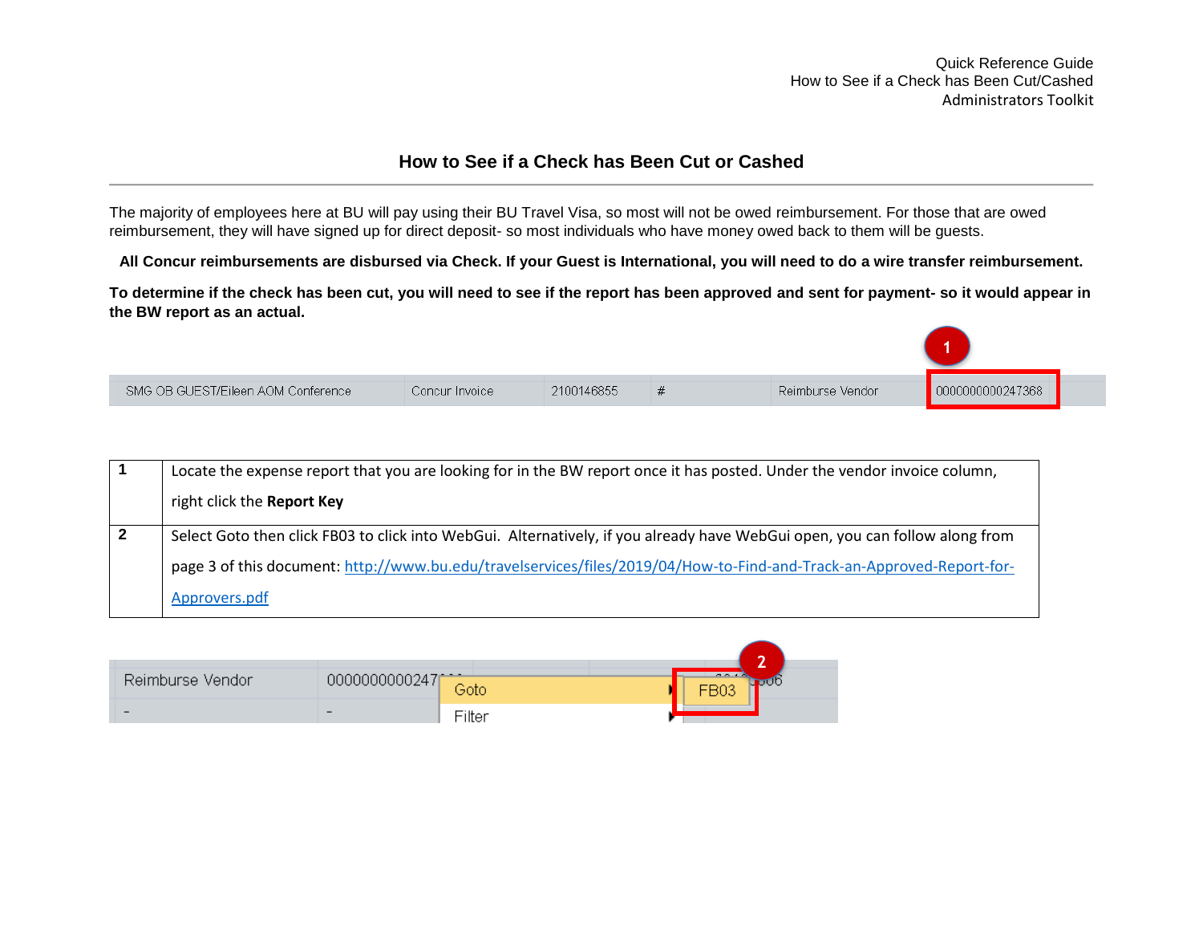Quick Reference Guide
How to See if a Check has Been Cut/Cashed
Administrators Toolkit

# How to See if a Check has Been Cut or Cashed

The majority of employees here at BU will pay using their BU Travel Visa, so most will not be owed reimbursement. For those that are owed reimbursement, they will have signed up for direct deposit- so most individuals who have money owed back to them will be guests.

**All Concur reimbursements are disbursed via Check. If your Guest is International, you will need to do a wire transfer reimbursement.**

**To determine if the check has been cut, you will need to see if the report has been approved and sent for payment- so it would appear in the BW report as an actual.**

| SMG OB GUEST/Eileen AOM Conference | Concur Invoice | 2100146855 | # | Reimburse Vendor | 0000000000247368 |
|---|---|---|---|---|---|

| | |
|---|---|
| 1 | Locate the expense report that you are looking for in the BW report once it has posted. Under the vendor invoice column, right click the **Report Key** |
| 2 | Select Goto then click FB03 to click into WebGui. Alternatively, if you already have WebGui open, you can follow along from page 3 of this document: [http://www.bu.edu/travelservices/files/2019/04/How-to-Find-and-Track-an-Approved-Report-for-Approvers.pdf](http://www.bu.edu/travelservices/files/2019/04/How-to-Find-and-Track-an-Approved-Report-for-Approvers.pdf) |

Reimburse Vendor | 0000000000247... | Goto > FB03 | Filter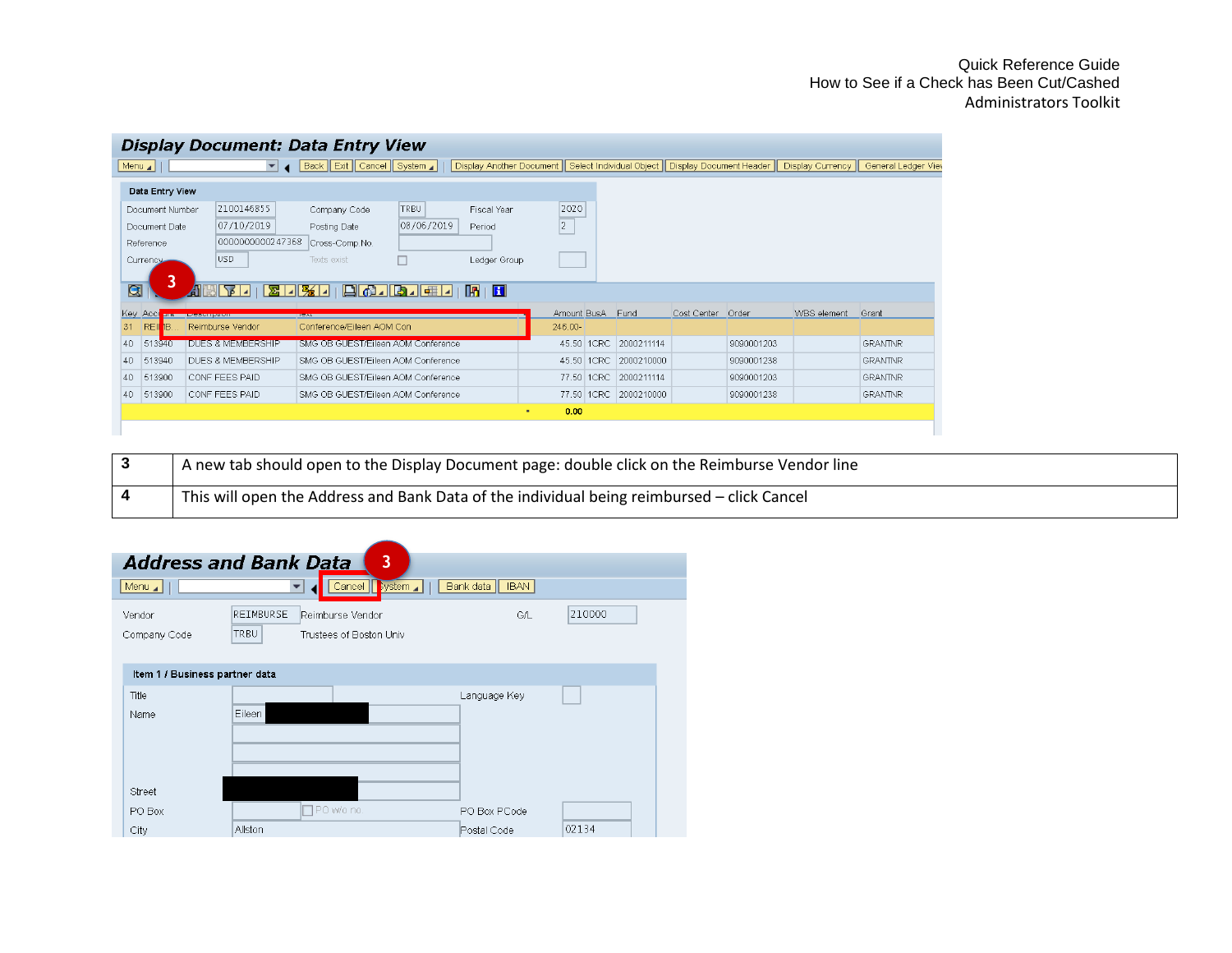**Display Document: Data Entry View**

Menu | Back | Exit | Cancel | System | Display Another Document | Select Individual Object | Display Document Header | Display Currency | General Ledger View

**Data Entry View**

| | | | | | |
|---|---|---|---|---|---|
| Document Number | 2100146855 | Company Code | TRBU | Fiscal Year | 2020 |
| Document Date | 07/10/2019 | Posting Date | 08/06/2019 | Period | 2 |
| Reference | 0000000000247368 | Cross-Comp No | | | |
| Currency | USD | Texts exist | | Ledger Group | |

| Key | Account | Description | Text | Amount | BusA | Fund | Cost Center | Order | WBS element | Grant |
|---|---|---|---|---|---|---|---|---|---|---|
| 31 | REIMB... | Reimburse Vendor | Conference/Eileen AOM Con | 246.00- | | | | | | |
| 40 | 513940 | DUES & MEMBERSHIP | SMG OB GUEST/Eileen AOM Conference | 45.50 | 1CRC | 2000211114 | | 9090001203 | | GRANTNR |
| 40 | 513940 | DUES & MEMBERSHIP | SMG OB GUEST/Eileen AOM Conference | 45.50 | 1CRC | 2000210000 | | 9090001238 | | GRANTNR |
| 40 | 513900 | CONF FEES PAID | SMG OB GUEST/Eileen AOM Conference | 77.50 | 1CRC | 2000211114 | | 9090001203 | | GRANTNR |
| 40 | 513900 | CONF FEES PAID | SMG OB GUEST/Eileen AOM Conference | 77.50 | 1CRC | 2000210000 | | 9090001238 | | GRANTNR |
| | | | * | 0.00 | | | | | | |

| | |
|---|---|
| **3** | A new tab should open to the Display Document page: double click on the Reimburse Vendor line |
| **4** | This will open the Address and Bank Data of the individual being reimbursed – click Cancel |

**Address and Bank Data**

Menu | Cancel | System | Bank data | IBAN

| | | | | |
|---|---|---|---|---|
| Vendor | REIMBURSE | Reimburse Vendor | G/L | 210000 |
| Company Code | TRBU | Trustees of Boston Univ | | |

**Item 1 / Business partner data**

| | | | |
|---|---|---|---|
| Title | | Language Key | |
| Name | Eileen | | |
| Street | | | |
| PO Box | | PO Box PCode | |
| City | Allston | Postal Code | 02134 |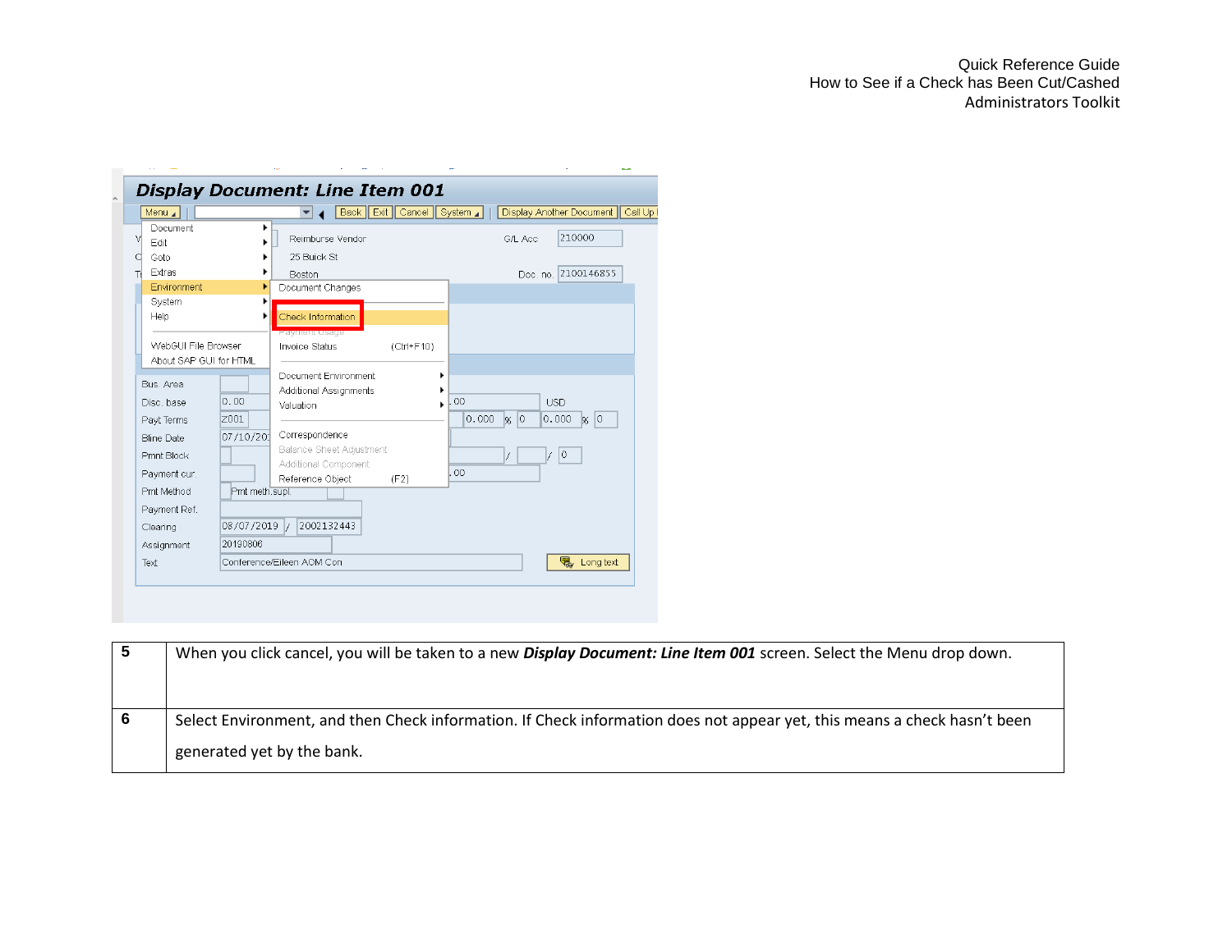| 5 | When you click cancel, you will be taken to a new ***Display Document: Line Item 001*** screen. Select the Menu drop down. |
| --- | --- |
| 6 | Select Environment, and then Check information. If Check information does not appear yet, this means a check hasn't been generated yet by the bank. |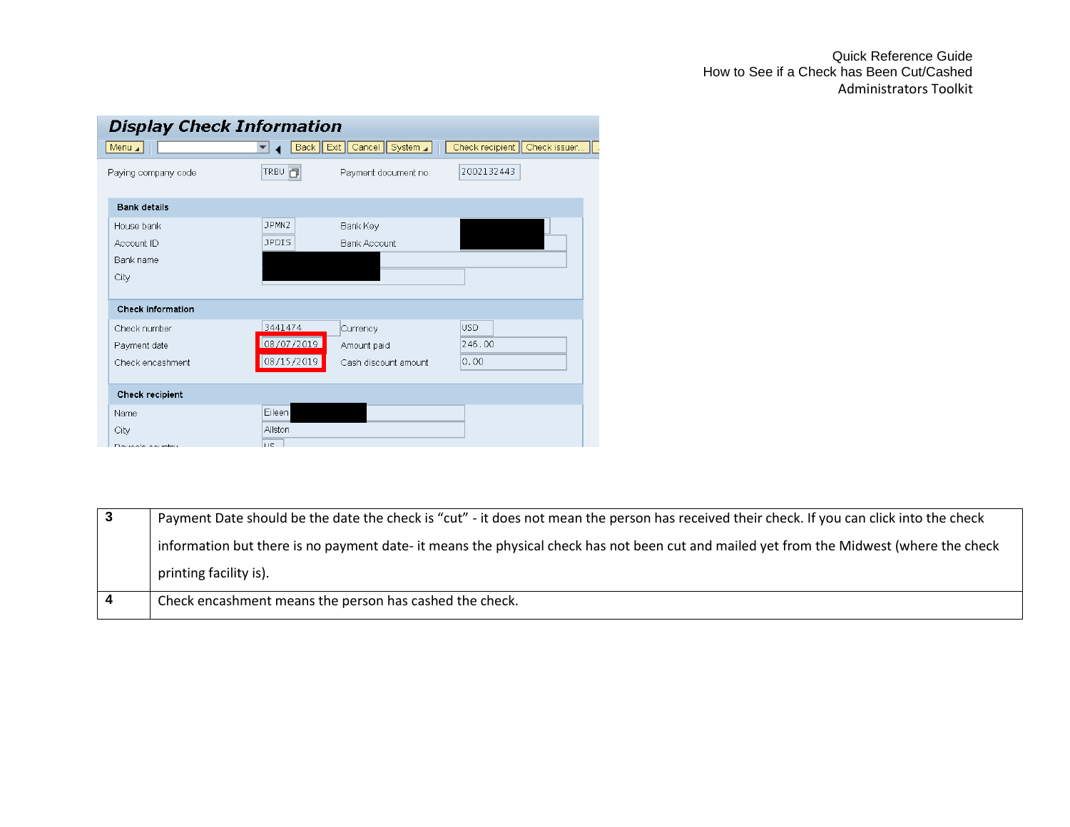**Display Check Information**

Menu | Back | Exit | Cancel | System | Check recipient | Check issuer...

Paying company code: TRBU
Payment document no.: 2002132443

**Bank details**

| | | | |
|---|---|---|---|
| House bank | JPMN2 | Bank Key | |
| Account ID | JPDIS | Bank Account | |
| Bank name | | | |
| City | | | |

**Check information**

| | | | |
|---|---|---|---|
| Check number | 3441474 | Currency | USD |
| Payment date | 08/07/2019 | Amount paid | 246.00 |
| Check encashment | 08/15/2019 | Cash discount amount | 0.00 |

**Check recipient**

| | |
|---|---|
| Name | Eileen |
| City | Allston |

| | |
|---|---|
| **3** | Payment Date should be the date the check is "cut" - it does not mean the person has received their check. If you can click into the check information but there is no payment date- it means the physical check has not been cut and mailed yet from the Midwest (where the check printing facility is). |
| **4** | Check encashment means the person has cashed the check. |